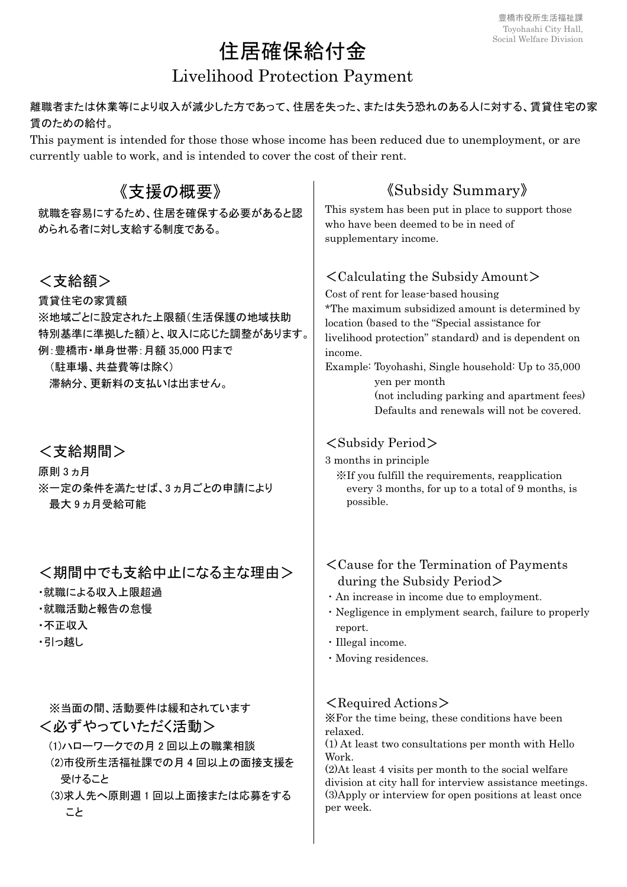豊橋市役所生活福祉課
Toyohashi City Hall, Social Welfare Division

# 住居確保給付金

## Livelihood Protection Payment

離職者または休業等により収入が減少した方であって、住居を失った、または失う恐れのある人に対する、賃貸住宅の家賃のための給付。

This payment is intended for those those whose income has been reduced due to unemployment, or are currently uable to work, and is intended to cover the cost of their rent.

## 《支援の概要》

就職を容易にするため、住居を確保する必要があると認められる者に対し支給する制度である。

### <支給額>

賃貸住宅の家賃額

※地域ごとに設定された上限額（生活保護の地域扶助特別基準に準拠した額）と、収入に応じた調整があります。

例：豊橋市・単身世帯：月額 35,000 円まで

（駐車場、共益費等は除く）

滞納分、更新料の支払いは出ません。

### <支給期間>

原則 3 ヵ月

※一定の条件を満たせば、3 ヵ月ごとの申請により最大 9 ヵ月受給可能

### <期間中でも支給中止になる主な理由>

- 就職による収入上限超過
- 就職活動と報告の怠慢
- 不正収入
- 引っ越し

※当面の間、活動要件は緩和されています

### <必ずやっていただく活動>

(1)ハローワークでの月 2 回以上の職業相談

(2)市役所生活福祉課での月 4 回以上の面接支援を受けること

(3)求人先へ原則週 1 回以上面接または応募をすること

## 《Subsidy Summary》

This system has been put in place to support those who have been deemed to be in need of supplementary income.

### <Calculating the Subsidy Amount>

Cost of rent for lease-based housing

*The maximum subsidized amount is determined by location (based to the "Special assistance for livelihood protection" standard) and is dependent on income.

Example: Toyohashi, Single household: Up to 35,000 yen per month

(not including parking and apartment fees)

Defaults and renewals will not be covered.

### <Subsidy Period>

3 months in principle

※If you fulfill the requirements, reapplication every 3 months, for up to a total of 9 months, is possible.

### <Cause for the Termination of Payments during the Subsidy Period>

- An increase in income due to employment.
- Negligence in emplyment search, failure to properly report.
- Illegal income.
- Moving residences.

### <Required Actions>

※For the time being, these conditions have been relaxed.

(1) At least two consultations per month with Hello Work.

(2)At least 4 visits per month to the social welfare division at city hall for interview assistance meetings.

(3)Apply or interview for open positions at least once per week.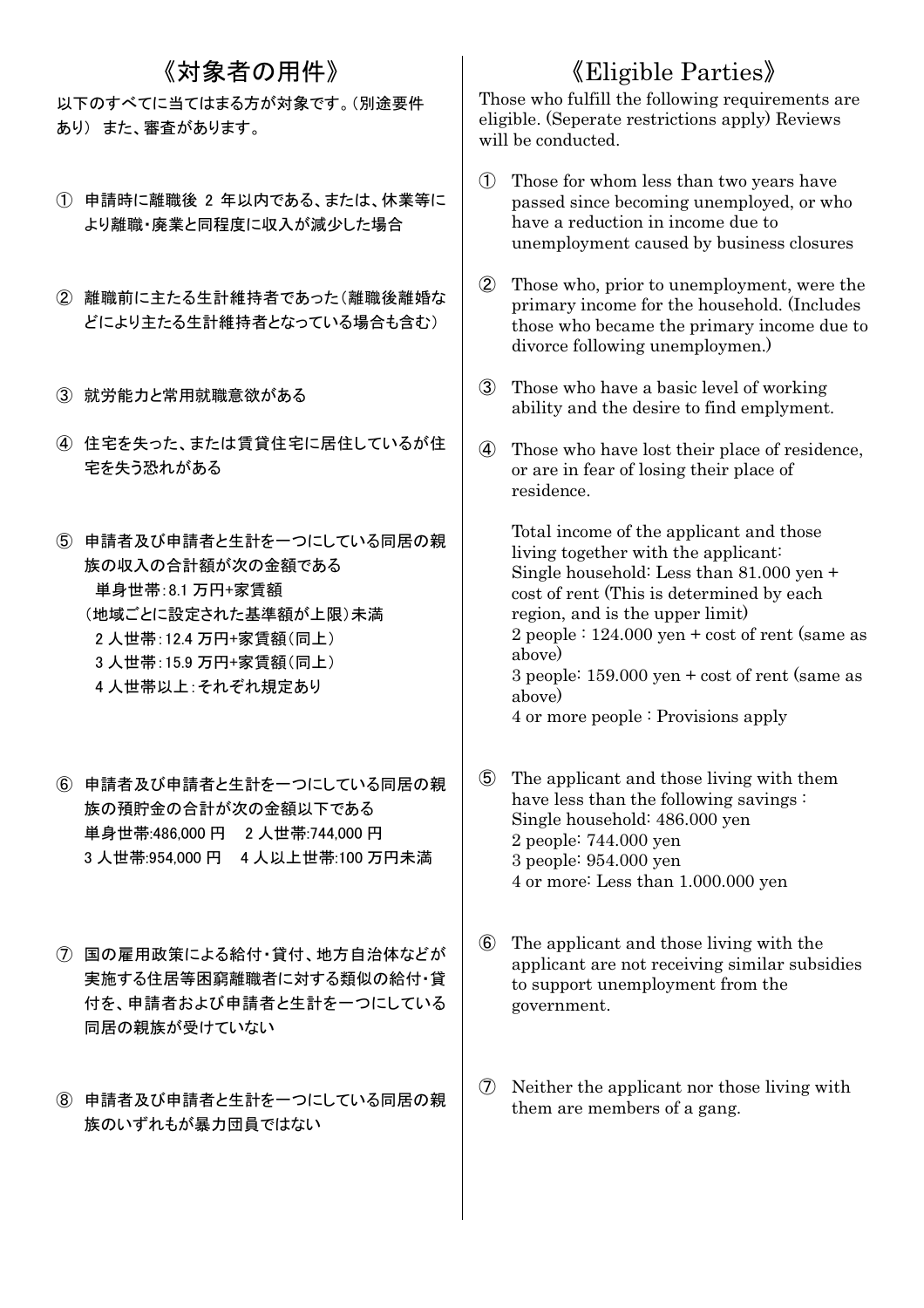# 《対象者の用件》

以下のすべてに当てはまる方が対象です。（別途要件あり） また、審査があります。

① 申請時に離職後 2 年以内である、または、休業等により離職・廃業と同程度に収入が減少した場合

② 離職前に主たる生計維持者であった（離職後離婚などにより主たる生計維持者となっている場合も含む）

③ 就労能力と常用就職意欲がある

④ 住宅を失った、または賃貸住宅に居住しているが住宅を失う恐れがある

⑤ 申請者及び申請者と生計を一つにしている同居の親族の収入の合計額が次の金額である
　単身世帯：8.1 万円+家賃額
（地域ごとに設定された基準額が上限）未満
　2 人世帯：12.4 万円+家賃額（同上）
　3 人世帯：15.9 万円+家賃額（同上）
　4 人世帯以上：それぞれ規定あり

⑥ 申請者及び申請者と生計を一つにしている同居の親族の預貯金の合計が次の金額以下である
単身世帯:486,000 円　2 人世帯:744,000 円
3 人世帯:954,000 円　4 人以上世帯:100 万円未満

⑦ 国の雇用政策による給付・貸付、地方自治体などが実施する住居等困窮離職者に対する類似の給付・貸付を、申請者および申請者と生計を一つにしている同居の親族が受けていない

⑧ 申請者及び申請者と生計を一つにしている同居の親族のいずれもが暴力団員ではない

# 《Eligible Parties》

Those who fulfill the following requirements are eligible. (Seperate restrictions apply) Reviews will be conducted.

① Those for whom less than two years have passed since becoming unemployed, or who have a reduction in income due to unemployment caused by business closures

② Those who, prior to unemployment, were the primary income for the household. (Includes those who became the primary income due to divorce following unemploymen.)

③ Those who have a basic level of working ability and the desire to find emplyment.

④ Those who have lost their place of residence, or are in fear of losing their place of residence.

Total income of the applicant and those living together with the applicant:
Single household: Less than 81.000 yen + cost of rent (This is determined by each region, and is the upper limit)
2 people : 124.000 yen + cost of rent (same as above)
3 people: 159.000 yen + cost of rent (same as above)
4 or more people : Provisions apply

⑤ The applicant and those living with them have less than the following savings :
Single household: 486.000 yen
2 people: 744.000 yen
3 people: 954.000 yen
4 or more: Less than 1.000.000 yen

⑥ The applicant and those living with the applicant are not receiving similar subsidies to support unemployment from the government.

⑦ Neither the applicant nor those living with them are members of a gang.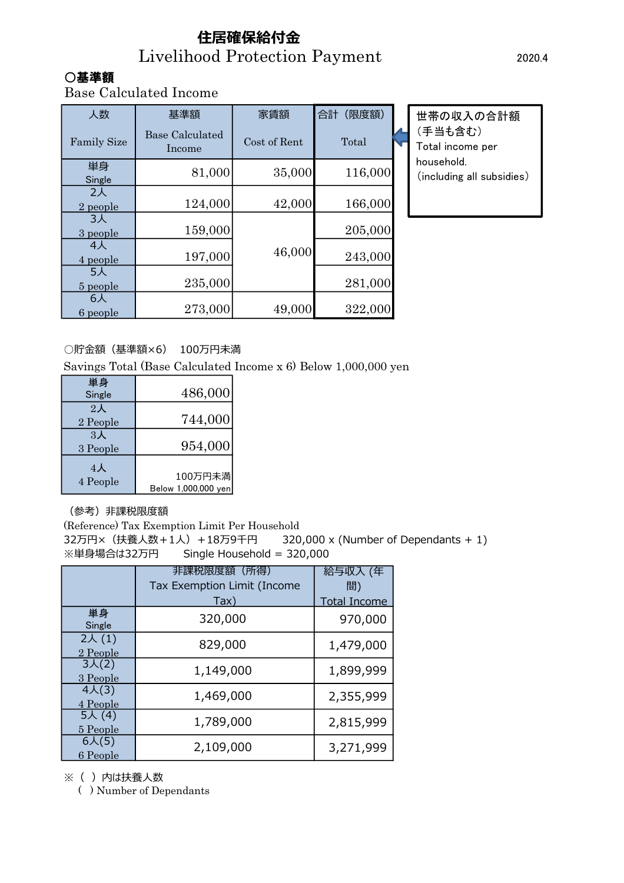# 住居確保給付金
# Livelihood Protection Payment

2020.4

## ○基準額
Base Calculated Income

| 人数 Family Size | 基準額 Base Calculated Income | 家賃額 Cost of Rent | 合計（限度額） Total |
|---|---|---|---|
| 単身 Single | 81,000 | 35,000 | 116,000 |
| 2人 2 people | 124,000 | 42,000 | 166,000 |
| 3人 3 people | 159,000 | 46,000 | 205,000 |
| 4人 4 people | 197,000 | 46,000 | 243,000 |
| 5人 5 people | 235,000 | 46,000 | 281,000 |
| 6人 6 people | 273,000 | 49,000 | 322,000 |

世帯の収入の合計額（手当も含む）
Total income per household.
（including all subsidies）

○貯金額（基準額×6）　100万円未満
Savings Total (Base Calculated Income x 6) Below 1,000,000 yen

| | |
|---|---|
| 単身 Single | 486,000 |
| 2人 2 People | 744,000 |
| 3人 3 People | 954,000 |
| 4人 4 People | 100万円未満 Below 1,000,000 yen |

（参考）非課税限度額
(Reference) Tax Exemption Limit Per Household
32万円×（扶養人数＋1人）＋18万9千円　　320,000 x (Number of Dependants + 1)
※単身場合は32万円　　Single Household = 320,000

| | 非課税限度額（所得） Tax Exemption Limit (Income Tax) | 給与収入 (年間) Total Income |
|---|---|---|
| 単身 Single | 320,000 | 970,000 |
| 2人 (1) 2 People | 829,000 | 1,479,000 |
| 3人(2) 3 People | 1,149,000 | 1,899,999 |
| 4人(3) 4 People | 1,469,000 | 2,355,999 |
| 5人 (4) 5 People | 1,789,000 | 2,815,999 |
| 6人(5) 6 People | 2,109,000 | 3,271,999 |

※（ ）内は扶養人数
（ ）Number of Dependants